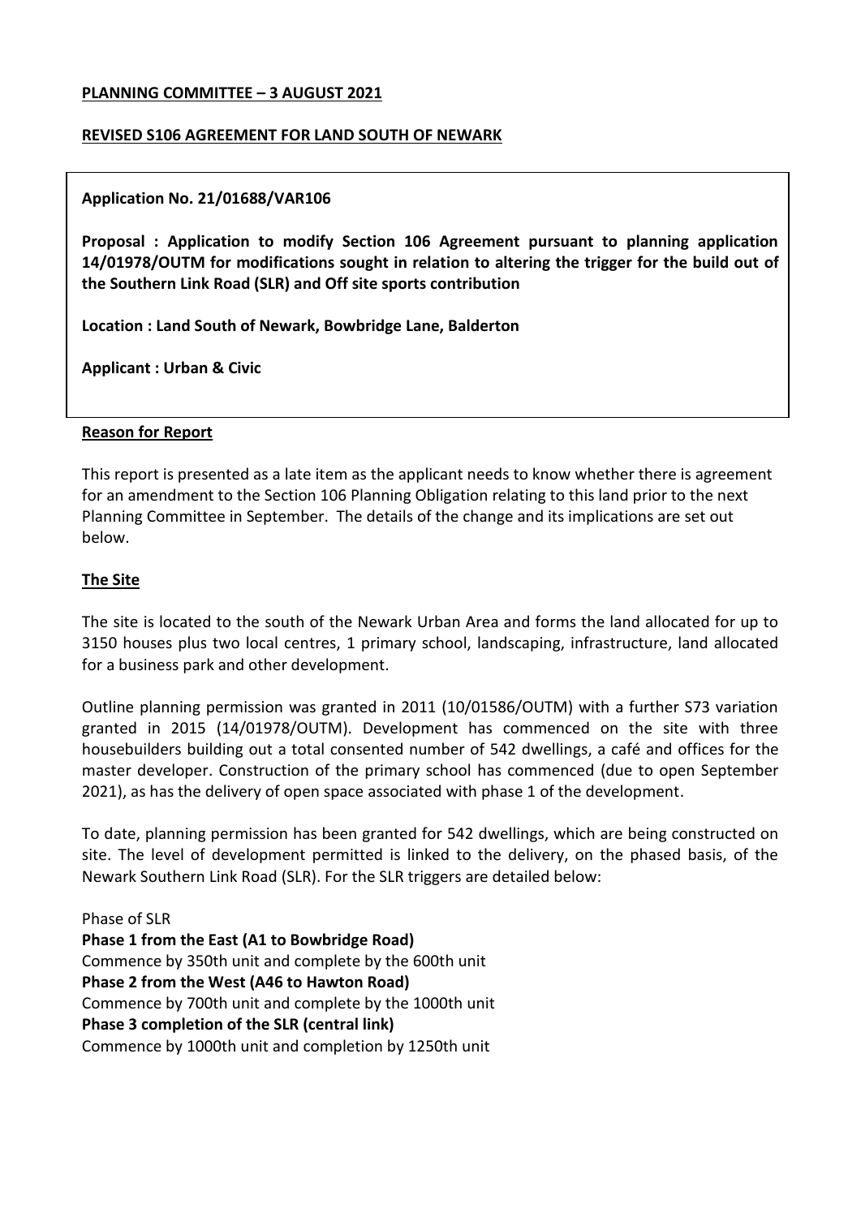**PLANNING COMMITTEE – 3 AUGUST 2021**

**REVISED S106 AGREEMENT FOR LAND SOUTH OF NEWARK**

**Application No. 21/01688/VAR106**

**Proposal : Application to modify Section 106 Agreement pursuant to planning application 14/01978/OUTM for modifications sought in relation to altering the trigger for the build out of the Southern Link Road (SLR) and Off site sports contribution**

**Location : Land South of Newark, Bowbridge Lane, Balderton**

**Applicant : Urban & Civic**

**Reason for Report**

This report is presented as a late item as the applicant needs to know whether there is agreement for an amendment to the Section 106 Planning Obligation relating to this land prior to the next Planning Committee in September. The details of the change and its implications are set out below.

**The Site**

The site is located to the south of the Newark Urban Area and forms the land allocated for up to 3150 houses plus two local centres, 1 primary school, landscaping, infrastructure, land allocated for a business park and other development.

Outline planning permission was granted in 2011 (10/01586/OUTM) with a further S73 variation granted in 2015 (14/01978/OUTM). Development has commenced on the site with three housebuilders building out a total consented number of 542 dwellings, a café and offices for the master developer. Construction of the primary school has commenced (due to open September 2021), as has the delivery of open space associated with phase 1 of the development.

To date, planning permission has been granted for 542 dwellings, which are being constructed on site. The level of development permitted is linked to the delivery, on the phased basis, of the Newark Southern Link Road (SLR). For the SLR triggers are detailed below:

Phase of SLR

**Phase 1 from the East (A1 to Bowbridge Road)**
Commence by 350th unit and complete by the 600th unit

**Phase 2 from the West (A46 to Hawton Road)**
Commence by 700th unit and complete by the 1000th unit

**Phase 3 completion of the SLR (central link)**
Commence by 1000th unit and completion by 1250th unit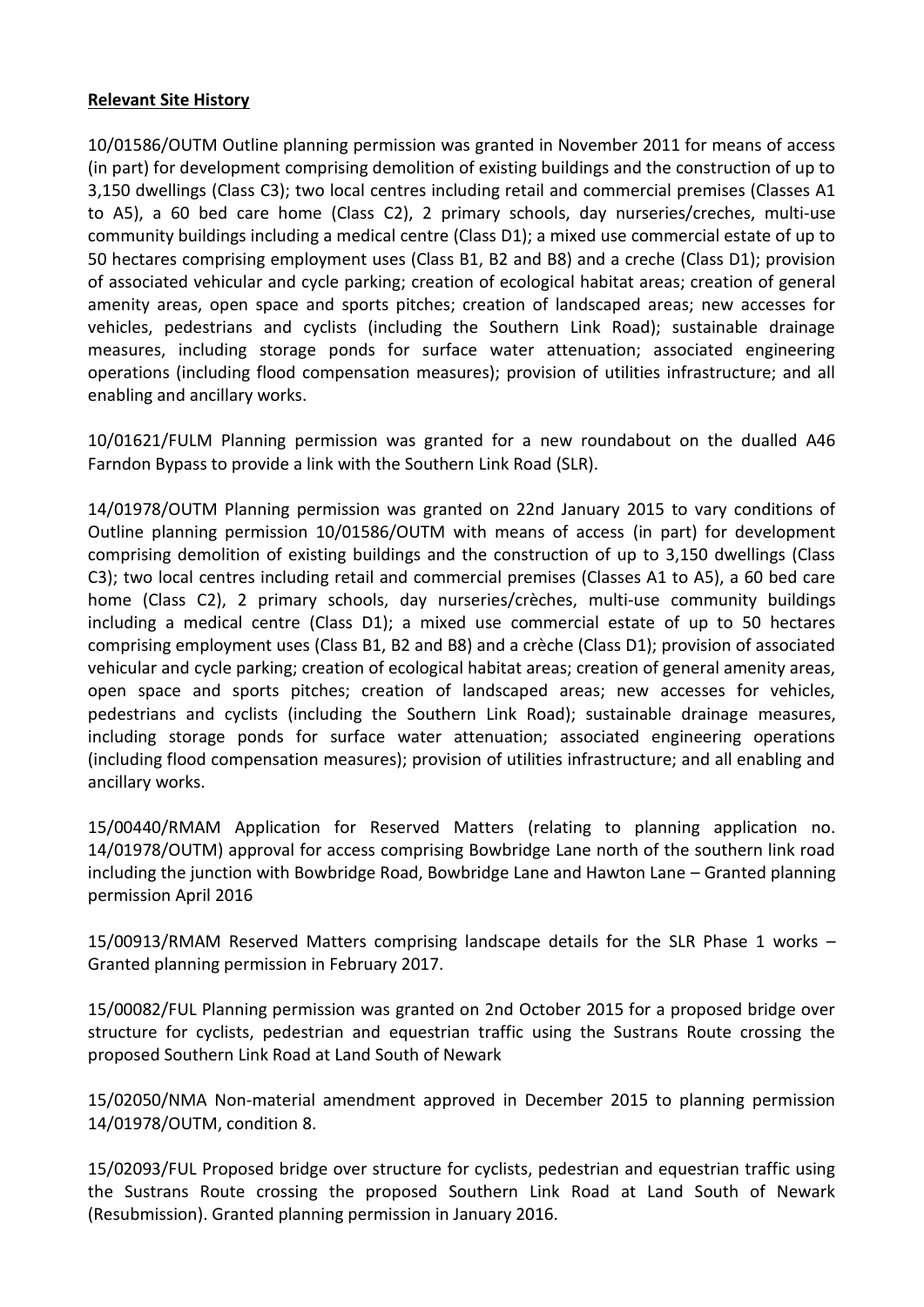**Relevant Site History**

10/01586/OUTM Outline planning permission was granted in November 2011 for means of access (in part) for development comprising demolition of existing buildings and the construction of up to 3,150 dwellings (Class C3); two local centres including retail and commercial premises (Classes A1 to A5), a 60 bed care home (Class C2), 2 primary schools, day nurseries/creches, multi-use community buildings including a medical centre (Class D1); a mixed use commercial estate of up to 50 hectares comprising employment uses (Class B1, B2 and B8) and a creche (Class D1); provision of associated vehicular and cycle parking; creation of ecological habitat areas; creation of general amenity areas, open space and sports pitches; creation of landscaped areas; new accesses for vehicles, pedestrians and cyclists (including the Southern Link Road); sustainable drainage measures, including storage ponds for surface water attenuation; associated engineering operations (including flood compensation measures); provision of utilities infrastructure; and all enabling and ancillary works.

10/01621/FULM Planning permission was granted for a new roundabout on the dualled A46 Farndon Bypass to provide a link with the Southern Link Road (SLR).

14/01978/OUTM Planning permission was granted on 22nd January 2015 to vary conditions of Outline planning permission 10/01586/OUTM with means of access (in part) for development comprising demolition of existing buildings and the construction of up to 3,150 dwellings (Class C3); two local centres including retail and commercial premises (Classes A1 to A5), a 60 bed care home (Class C2), 2 primary schools, day nurseries/crèches, multi-use community buildings including a medical centre (Class D1); a mixed use commercial estate of up to 50 hectares comprising employment uses (Class B1, B2 and B8) and a crèche (Class D1); provision of associated vehicular and cycle parking; creation of ecological habitat areas; creation of general amenity areas, open space and sports pitches; creation of landscaped areas; new accesses for vehicles, pedestrians and cyclists (including the Southern Link Road); sustainable drainage measures, including storage ponds for surface water attenuation; associated engineering operations (including flood compensation measures); provision of utilities infrastructure; and all enabling and ancillary works.

15/00440/RMAM Application for Reserved Matters (relating to planning application no. 14/01978/OUTM) approval for access comprising Bowbridge Lane north of the southern link road including the junction with Bowbridge Road, Bowbridge Lane and Hawton Lane – Granted planning permission April 2016

15/00913/RMAM Reserved Matters comprising landscape details for the SLR Phase 1 works – Granted planning permission in February 2017.

15/00082/FUL Planning permission was granted on 2nd October 2015 for a proposed bridge over structure for cyclists, pedestrian and equestrian traffic using the Sustrans Route crossing the proposed Southern Link Road at Land South of Newark

15/02050/NMA Non-material amendment approved in December 2015 to planning permission 14/01978/OUTM, condition 8.

15/02093/FUL Proposed bridge over structure for cyclists, pedestrian and equestrian traffic using the Sustrans Route crossing the proposed Southern Link Road at Land South of Newark (Resubmission). Granted planning permission in January 2016.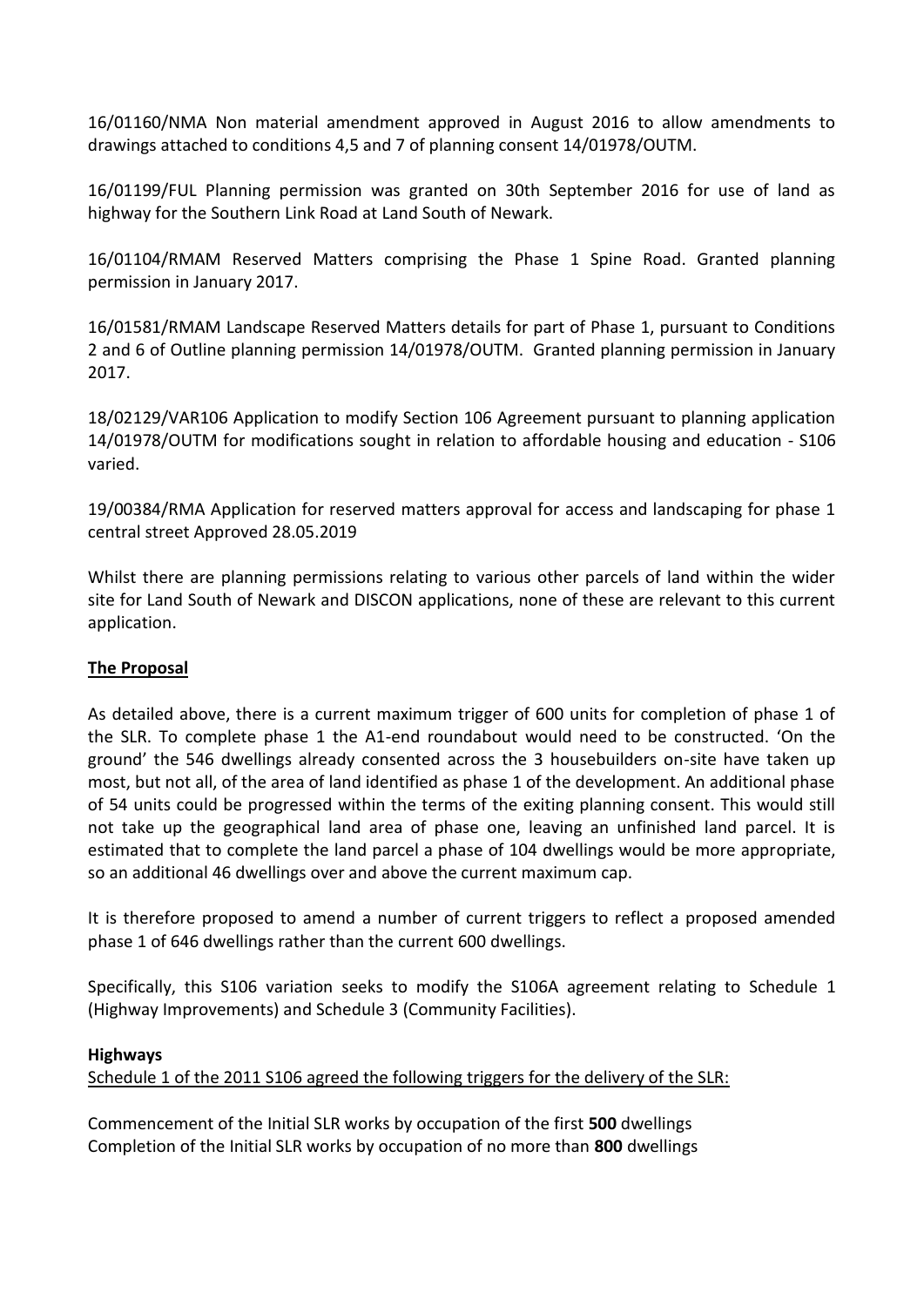16/01160/NMA Non material amendment approved in August 2016 to allow amendments to drawings attached to conditions 4,5 and 7 of planning consent 14/01978/OUTM.

16/01199/FUL Planning permission was granted on 30th September 2016 for use of land as highway for the Southern Link Road at Land South of Newark.

16/01104/RMAM Reserved Matters comprising the Phase 1 Spine Road. Granted planning permission in January 2017.

16/01581/RMAM Landscape Reserved Matters details for part of Phase 1, pursuant to Conditions 2 and 6 of Outline planning permission 14/01978/OUTM. Granted planning permission in January 2017.

18/02129/VAR106 Application to modify Section 106 Agreement pursuant to planning application 14/01978/OUTM for modifications sought in relation to affordable housing and education - S106 varied.

19/00384/RMA Application for reserved matters approval for access and landscaping for phase 1 central street Approved 28.05.2019

Whilst there are planning permissions relating to various other parcels of land within the wider site for Land South of Newark and DISCON applications, none of these are relevant to this current application.

## The Proposal

As detailed above, there is a current maximum trigger of 600 units for completion of phase 1 of the SLR. To complete phase 1 the A1-end roundabout would need to be constructed. 'On the ground' the 546 dwellings already consented across the 3 housebuilders on-site have taken up most, but not all, of the area of land identified as phase 1 of the development. An additional phase of 54 units could be progressed within the terms of the exiting planning consent. This would still not take up the geographical land area of phase one, leaving an unfinished land parcel. It is estimated that to complete the land parcel a phase of 104 dwellings would be more appropriate, so an additional 46 dwellings over and above the current maximum cap.

It is therefore proposed to amend a number of current triggers to reflect a proposed amended phase 1 of 646 dwellings rather than the current 600 dwellings.

Specifically, this S106 variation seeks to modify the S106A agreement relating to Schedule 1 (Highway Improvements) and Schedule 3 (Community Facilities).

### Highways

Schedule 1 of the 2011 S106 agreed the following triggers for the delivery of the SLR:

Commencement of the Initial SLR works by occupation of the first **500** dwellings
Completion of the Initial SLR works by occupation of no more than **800** dwellings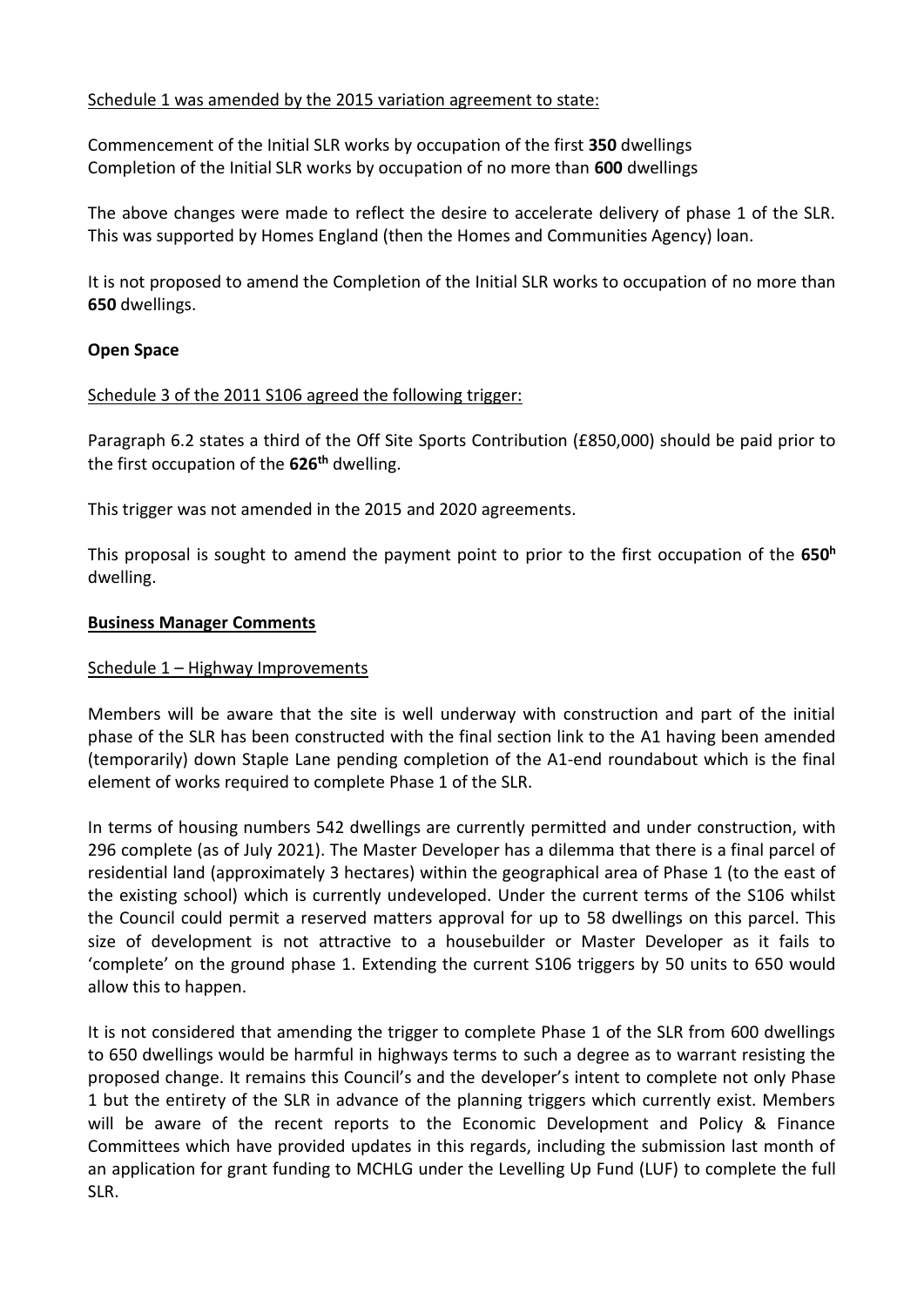Schedule 1 was amended by the 2015 variation agreement to state:

Commencement of the Initial SLR works by occupation of the first **350** dwellings
Completion of the Initial SLR works by occupation of no more than **600** dwellings

The above changes were made to reflect the desire to accelerate delivery of phase 1 of the SLR. This was supported by Homes England (then the Homes and Communities Agency) loan.

It is not proposed to amend the Completion of the Initial SLR works to occupation of no more than **650** dwellings.

**Open Space**

Schedule 3 of the 2011 S106 agreed the following trigger:

Paragraph 6.2 states a third of the Off Site Sports Contribution (£850,000) should be paid prior to the first occupation of the **626th** dwelling.

This trigger was not amended in the 2015 and 2020 agreements.

This proposal is sought to amend the payment point to prior to the first occupation of the **650h** dwelling.

**Business Manager Comments**

Schedule 1 – Highway Improvements

Members will be aware that the site is well underway with construction and part of the initial phase of the SLR has been constructed with the final section link to the A1 having been amended (temporarily) down Staple Lane pending completion of the A1-end roundabout which is the final element of works required to complete Phase 1 of the SLR.

In terms of housing numbers 542 dwellings are currently permitted and under construction, with 296 complete (as of July 2021). The Master Developer has a dilemma that there is a final parcel of residential land (approximately 3 hectares) within the geographical area of Phase 1 (to the east of the existing school) which is currently undeveloped. Under the current terms of the S106 whilst the Council could permit a reserved matters approval for up to 58 dwellings on this parcel. This size of development is not attractive to a housebuilder or Master Developer as it fails to 'complete' on the ground phase 1. Extending the current S106 triggers by 50 units to 650 would allow this to happen.

It is not considered that amending the trigger to complete Phase 1 of the SLR from 600 dwellings to 650 dwellings would be harmful in highways terms to such a degree as to warrant resisting the proposed change. It remains this Council's and the developer's intent to complete not only Phase 1 but the entirety of the SLR in advance of the planning triggers which currently exist. Members will be aware of the recent reports to the Economic Development and Policy & Finance Committees which have provided updates in this regards, including the submission last month of an application for grant funding to MCHLG under the Levelling Up Fund (LUF) to complete the full SLR.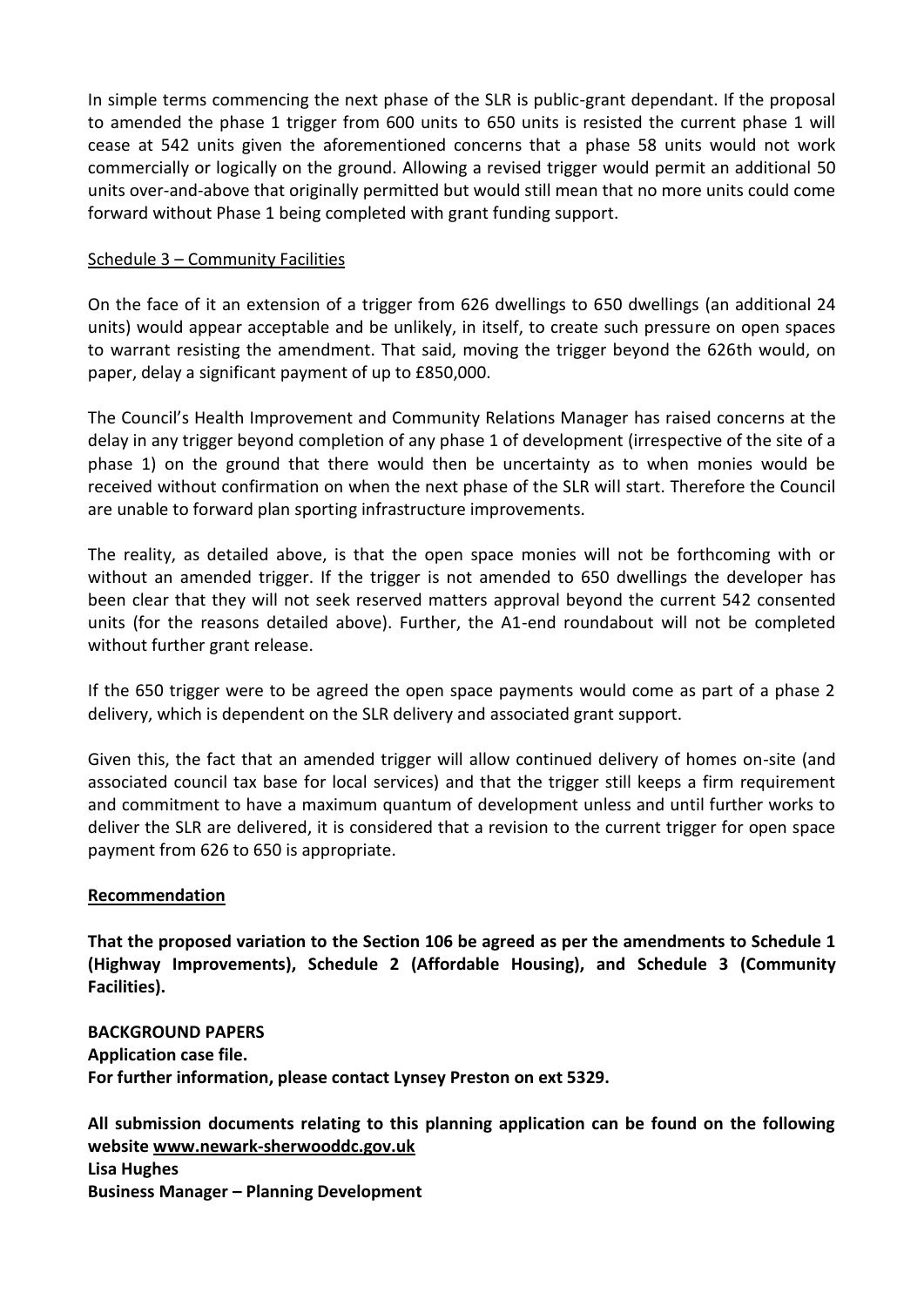In simple terms commencing the next phase of the SLR is public-grant dependant. If the proposal to amended the phase 1 trigger from 600 units to 650 units is resisted the current phase 1 will cease at 542 units given the aforementioned concerns that a phase 58 units would not work commercially or logically on the ground. Allowing a revised trigger would permit an additional 50 units over-and-above that originally permitted but would still mean that no more units could come forward without Phase 1 being completed with grant funding support.

Schedule 3 – Community Facilities

On the face of it an extension of a trigger from 626 dwellings to 650 dwellings (an additional 24 units) would appear acceptable and be unlikely, in itself, to create such pressure on open spaces to warrant resisting the amendment. That said, moving the trigger beyond the 626th would, on paper, delay a significant payment of up to £850,000.

The Council's Health Improvement and Community Relations Manager has raised concerns at the delay in any trigger beyond completion of any phase 1 of development (irrespective of the site of a phase 1) on the ground that there would then be uncertainty as to when monies would be received without confirmation on when the next phase of the SLR will start. Therefore the Council are unable to forward plan sporting infrastructure improvements.

The reality, as detailed above, is that the open space monies will not be forthcoming with or without an amended trigger. If the trigger is not amended to 650 dwellings the developer has been clear that they will not seek reserved matters approval beyond the current 542 consented units (for the reasons detailed above). Further, the A1-end roundabout will not be completed without further grant release.

If the 650 trigger were to be agreed the open space payments would come as part of a phase 2 delivery, which is dependent on the SLR delivery and associated grant support.

Given this, the fact that an amended trigger will allow continued delivery of homes on-site (and associated council tax base for local services) and that the trigger still keeps a firm requirement and commitment to have a maximum quantum of development unless and until further works to deliver the SLR are delivered, it is considered that a revision to the current trigger for open space payment from 626 to 650 is appropriate.

**Recommendation**

**That the proposed variation to the Section 106 be agreed as per the amendments to Schedule 1 (Highway Improvements), Schedule 2 (Affordable Housing), and Schedule 3 (Community Facilities).**

**BACKGROUND PAPERS**
**Application case file.**
**For further information, please contact Lynsey Preston on ext 5329.**

**All submission documents relating to this planning application can be found on the following website www.newark-sherwooddc.gov.uk**
**Lisa Hughes**
**Business Manager – Planning Development**